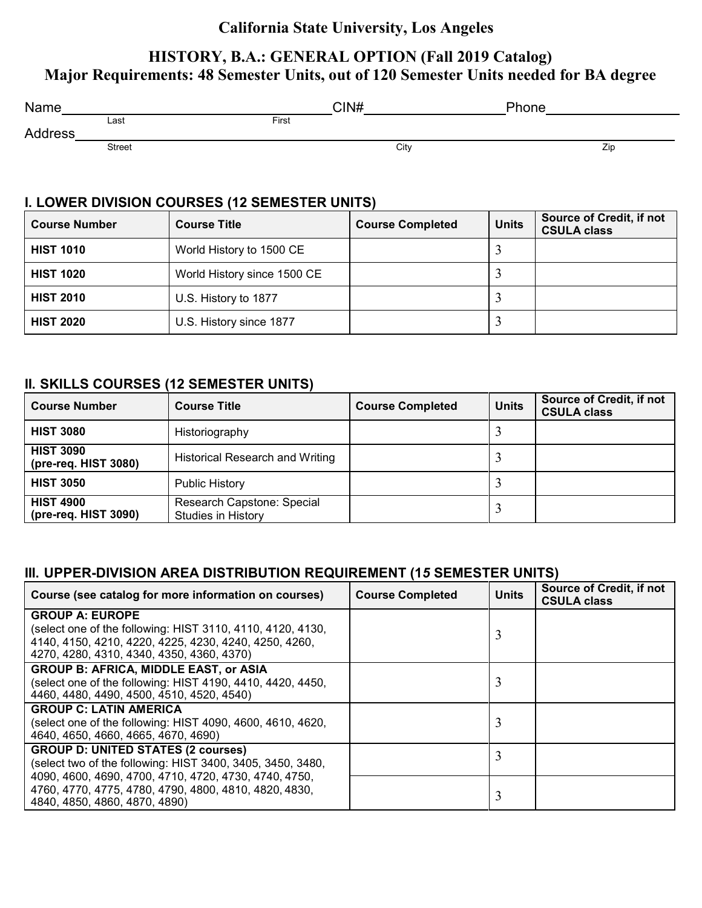# California State University, Los Angeles

## HISTORY, B.A.: GENERAL OPTION (Fall 2019 Catalog)
## Major Requirements: 48 Semester Units, out of 120 Semester Units needed for BA degree

Name ______________________ (Last) ______________________ (First) CIN# ______________________ Phone ______________________

Address ______________________ (Street) ______________________ (City) ______________________ (Zip)

### I. LOWER DIVISION COURSES (12 SEMESTER UNITS)

| Course Number | Course Title | Course Completed | Units | Source of Credit, if not CSULA class |
|---|---|---|---|---|
| **HIST 1010** | World History to 1500 CE | | 3 | |
| **HIST 1020** | World History since 1500 CE | | 3 | |
| **HIST 2010** | U.S. History to 1877 | | 3 | |
| **HIST 2020** | U.S. History since 1877 | | 3 | |

### II. SKILLS COURSES (12 SEMESTER UNITS)

| Course Number | Course Title | Course Completed | Units | Source of Credit, if not CSULA class |
|---|---|---|---|---|
| **HIST 3080** | Historiography | | 3 | |
| **HIST 3090 (pre-req. HIST 3080)** | Historical Research and Writing | | 3 | |
| **HIST 3050** | Public History | | 3 | |
| **HIST 4900 (pre-req. HIST 3090)** | Research Capstone: Special Studies in History | | 3 | |

### III. UPPER-DIVISION AREA DISTRIBUTION REQUIREMENT (15 SEMESTER UNITS)

| Course (see catalog for more information on courses) | Course Completed | Units | Source of Credit, if not CSULA class |
|---|---|---|---|
| **GROUP A: EUROPE** (select one of the following: HIST 3110, 4110, 4120, 4130, 4140, 4150, 4210, 4220, 4225, 4230, 4240, 4250, 4260, 4270, 4280, 4310, 4340, 4350, 4360, 4370) | | 3 | |
| **GROUP B: AFRICA, MIDDLE EAST, or ASIA** (select one of the following: HIST 4190, 4410, 4420, 4450, 4460, 4480, 4490, 4500, 4510, 4520, 4540) | | 3 | |
| **GROUP C: LATIN AMERICA** (select one of the following: HIST 4090, 4600, 4610, 4620, 4640, 4650, 4660, 4665, 4670, 4690) | | 3 | |
| **GROUP D: UNITED STATES (2 courses)** (select two of the following: HIST 3400, 3405, 3450, 3480, 4090, 4600, 4690, 4700, 4710, 4720, 4730, 4740, 4750, 4760, 4770, 4775, 4780, 4790, 4800, 4810, 4820, 4830, 4840, 4850, 4860, 4870, 4890) | | 3 | |
| | | 3 | |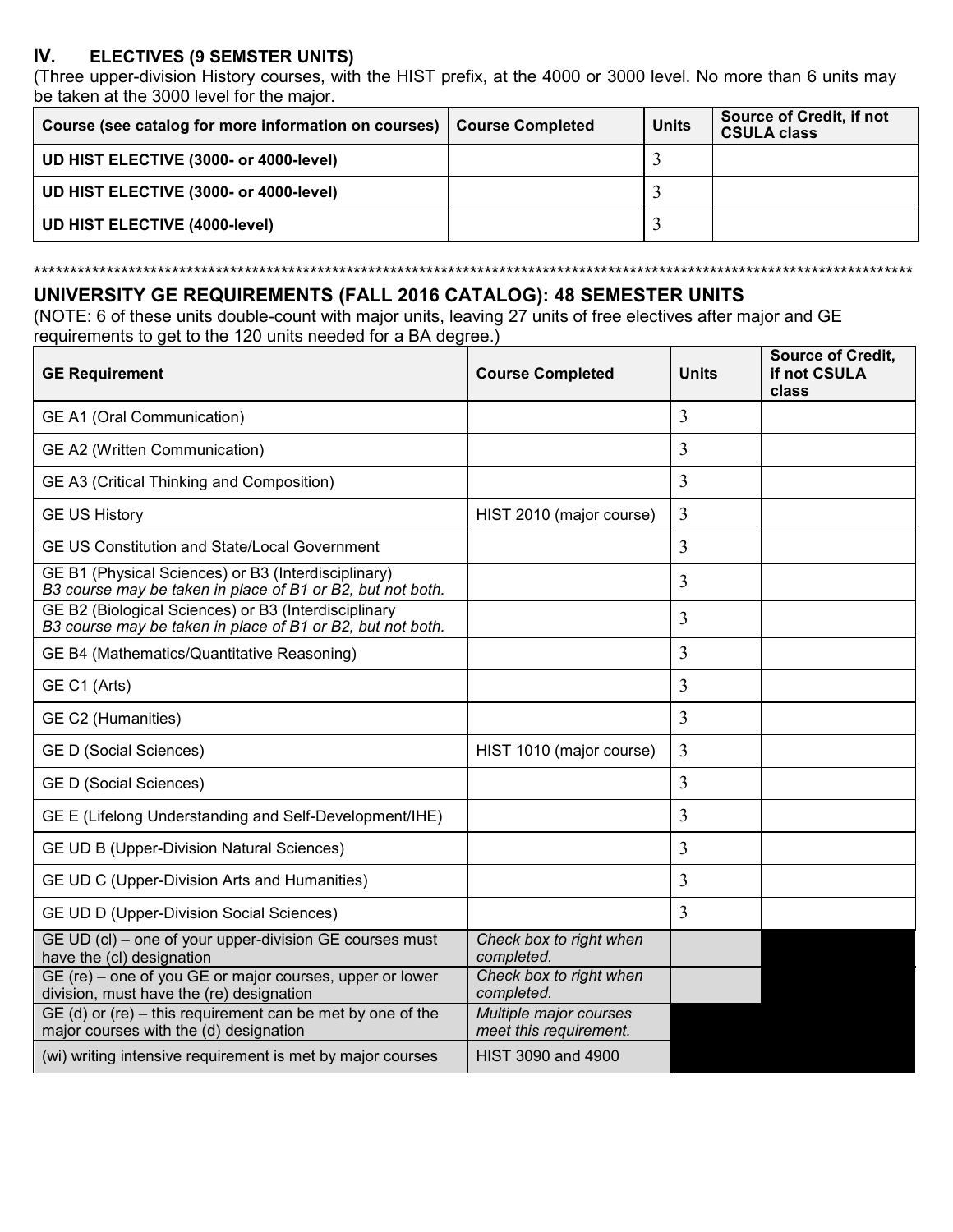## IV. ELECTIVES (9 SEMSTER UNITS)

(Three upper-division History courses, with the HIST prefix, at the 4000 or 3000 level. No more than 6 units may be taken at the 3000 level for the major.

| Course (see catalog for more information on courses) | Course Completed | Units | Source of Credit, if not CSULA class |
|---|---|---|---|
| **UD HIST ELECTIVE (3000- or 4000-level)** | | 3 | |
| **UD HIST ELECTIVE (3000- or 4000-level)** | | 3 | |
| **UD HIST ELECTIVE (4000-level)** | | 3 | |

*****************************************************************************************************************************

## UNIVERSITY GE REQUIREMENTS (FALL 2016 CATALOG): 48 SEMESTER UNITS

(NOTE: 6 of these units double-count with major units, leaving 27 units of free electives after major and GE requirements to get to the 120 units needed for a BA degree.)

| GE Requirement | Course Completed | Units | Source of Credit, if not CSULA class |
|---|---|---|---|
| GE A1 (Oral Communication) | | 3 | |
| GE A2 (Written Communication) | | 3 | |
| GE A3 (Critical Thinking and Composition) | | 3 | |
| GE US History | HIST 2010 (major course) | 3 | |
| GE US Constitution and State/Local Government | | 3 | |
| GE B1 (Physical Sciences) or B3 (Interdisciplinary) *B3 course may be taken in place of B1 or B2, but not both.* | | 3 | |
| GE B2 (Biological Sciences) or B3 (Interdisciplinary *B3 course may be taken in place of B1 or B2, but not both.* | | 3 | |
| GE B4 (Mathematics/Quantitative Reasoning) | | 3 | |
| GE C1 (Arts) | | 3 | |
| GE C2 (Humanities) | | 3 | |
| GE D (Social Sciences) | HIST 1010 (major course) | 3 | |
| GE D (Social Sciences) | | 3 | |
| GE E (Lifelong Understanding and Self-Development/IHE) | | 3 | |
| GE UD B (Upper-Division Natural Sciences) | | 3 | |
| GE UD C (Upper-Division Arts and Humanities) | | 3 | |
| GE UD D (Upper-Division Social Sciences) | | 3 | |
| GE UD (cl) – one of your upper-division GE courses must have the (cl) designation | *Check box to right when completed.* | | |
| GE (re) – one of you GE or major courses, upper or lower division, must have the (re) designation | *Check box to right when completed.* | | |
| GE (d) or (re) – this requirement can be met by one of the major courses with the (d) designation | *Multiple major courses meet this requirement.* | | |
| (wi) writing intensive requirement is met by major courses | HIST 3090 and 4900 | | |